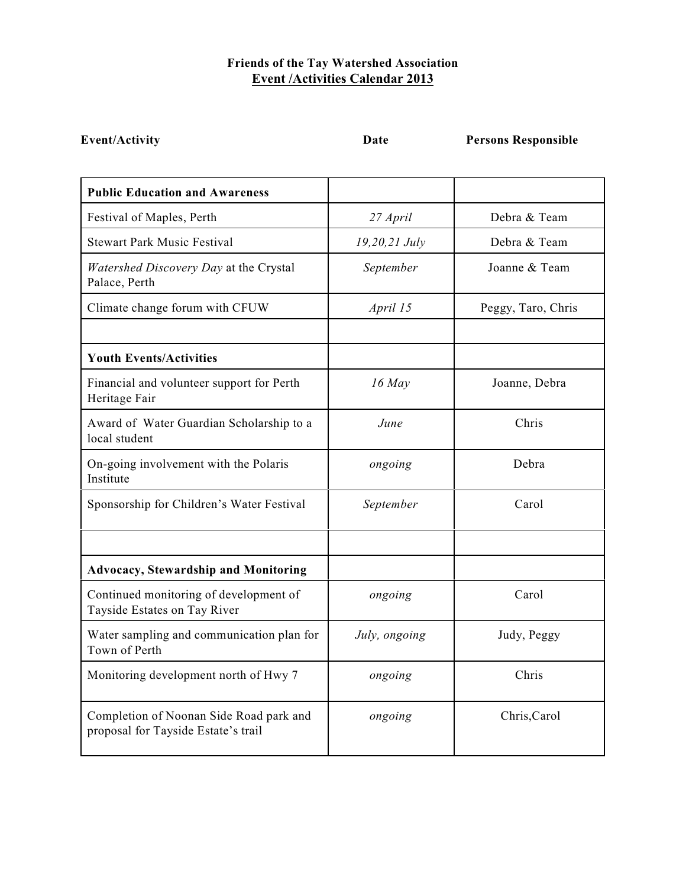**Friends of the Tay Watershed Association**

**Event /Activities Calendar 2013**

| Event/Activity | Date | Persons Responsible |
|---|---|---|
| **Public Education and Awareness** | | |
| Festival of Maples, Perth | *27 April* | Debra & Team |
| Stewart Park Music Festival | *19,20,21 July* | Debra & Team |
| *Watershed Discovery Day* at the Crystal Palace, Perth | *September* | Joanne & Team |
| Climate change forum with CFUW | *April 15* | Peggy, Taro, Chris |
| | | |
| **Youth Events/Activities** | | |
| Financial and volunteer support for Perth Heritage Fair | *16 May* | Joanne, Debra |
| Award of Water Guardian Scholarship to a local student | *June* | Chris |
| On-going involvement with the Polaris Institute | *ongoing* | Debra |
| Sponsorship for Children's Water Festival | *September* | Carol |
| | | |
| **Advocacy, Stewardship and Monitoring** | | |
| Continued monitoring of development of Tayside Estates on Tay River | *ongoing* | Carol |
| Water sampling and communication plan for Town of Perth | *July, ongoing* | Judy, Peggy |
| Monitoring development north of Hwy 7 | *ongoing* | Chris |
| Completion of Noonan Side Road park and proposal for Tayside Estate's trail | *ongoing* | Chris,Carol |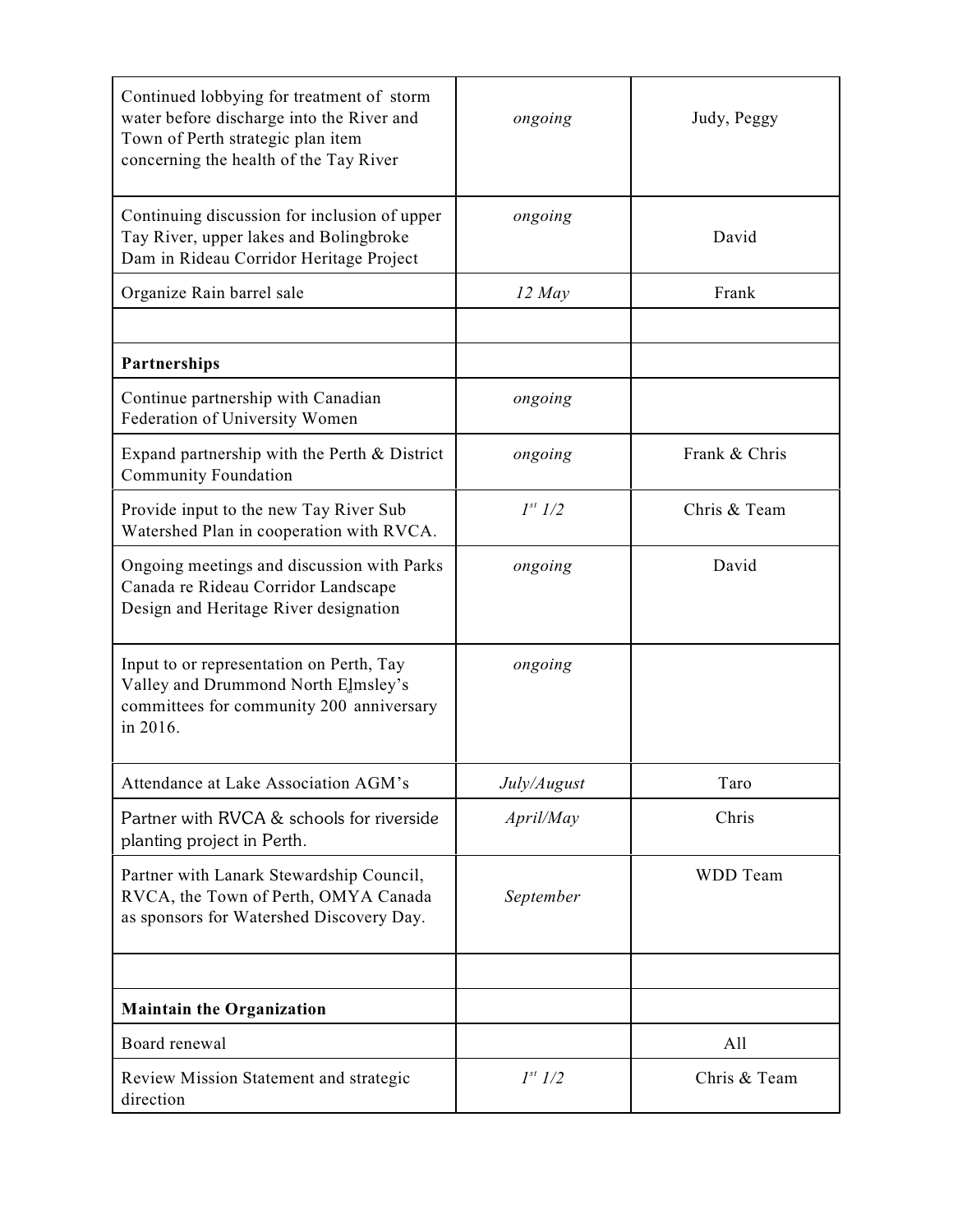| | | |
|---|---|---|
| Continued lobbying for treatment of storm water before discharge into the River and Town of Perth strategic plan item concerning the health of the Tay River | *ongoing* | Judy, Peggy |
| Continuing discussion for inclusion of upper Tay River, upper lakes and Bolingbroke Dam in Rideau Corridor Heritage Project | *ongoing* | David |
| Organize Rain barrel sale | *12 May* | Frank |
| | | |
| **Partnerships** | | |
| Continue partnership with Canadian Federation of University Women | *ongoing* | |
| Expand partnership with the Perth & District Community Foundation | *ongoing* | Frank & Chris |
| Provide input to the new Tay River Sub Watershed Plan in cooperation with RVCA. | *1st 1/2* | Chris & Team |
| Ongoing meetings and discussion with Parks Canada re Rideau Corridor Landscape Design and Heritage River designation | *ongoing* | David |
| Input to or representation on Perth, Tay Valley and Drummond North Elmsley's committees for community 200 anniversary in 2016. | *ongoing* | |
| Attendance at Lake Association AGM's | *July/August* | Taro |
| Partner with RVCA & schools for riverside planting project in Perth. | *April/May* | Chris |
| Partner with Lanark Stewardship Council, RVCA, the Town of Perth, OMYA Canada as sponsors for Watershed Discovery Day. | *September* | WDD Team |
| | | |
| **Maintain the Organization** | | |
| Board renewal | | All |
| Review Mission Statement and strategic direction | *1st 1/2* | Chris & Team |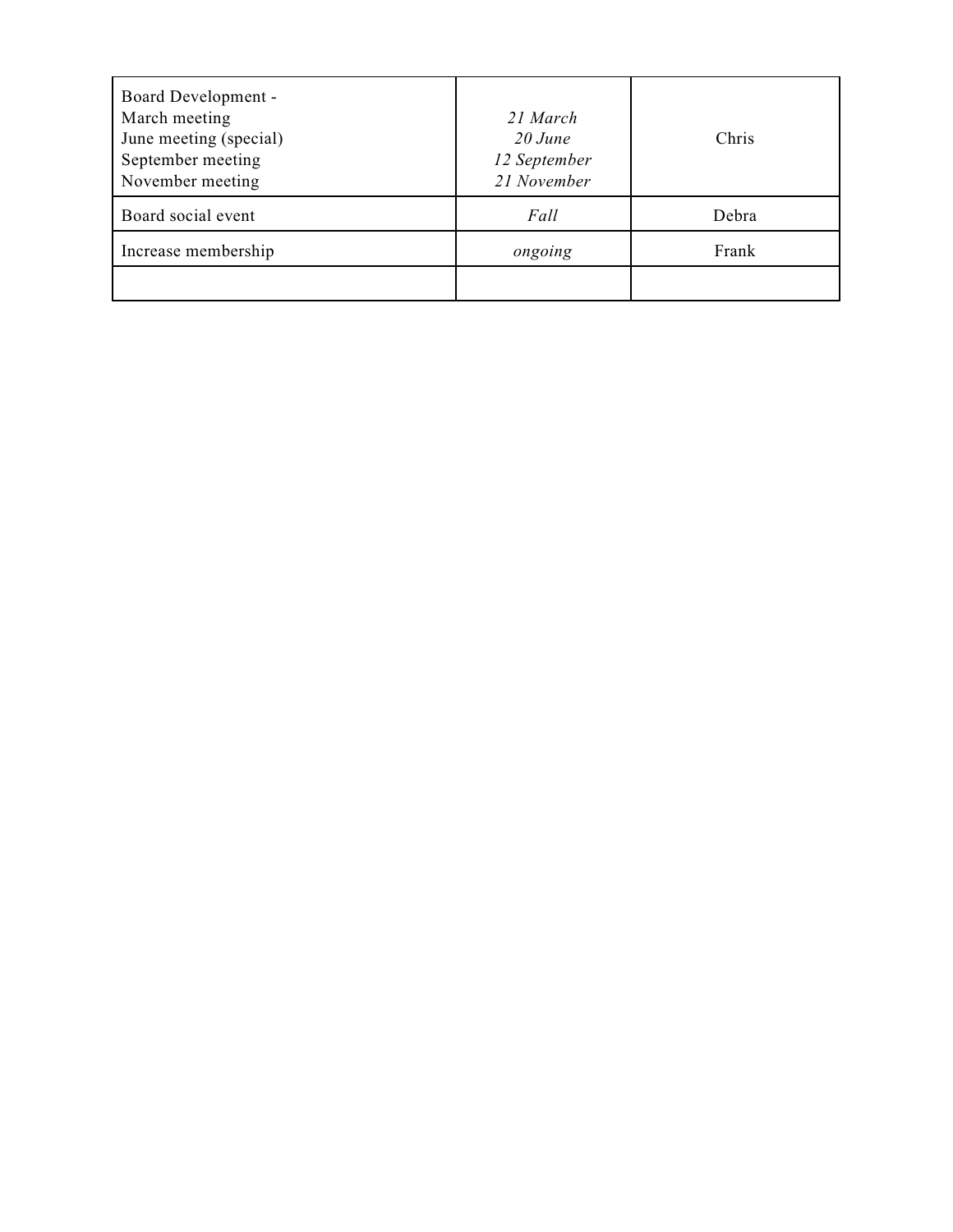| | | |
|---|---|---|
| Board Development -<br>March meeting<br>June meeting (special)<br>September meeting<br>November meeting | *21 March*<br>*20 June*<br>*12 September*<br>*21 November* | Chris |
| Board social event | *Fall* | Debra |
| Increase membership | *ongoing* | Frank |
| | | |